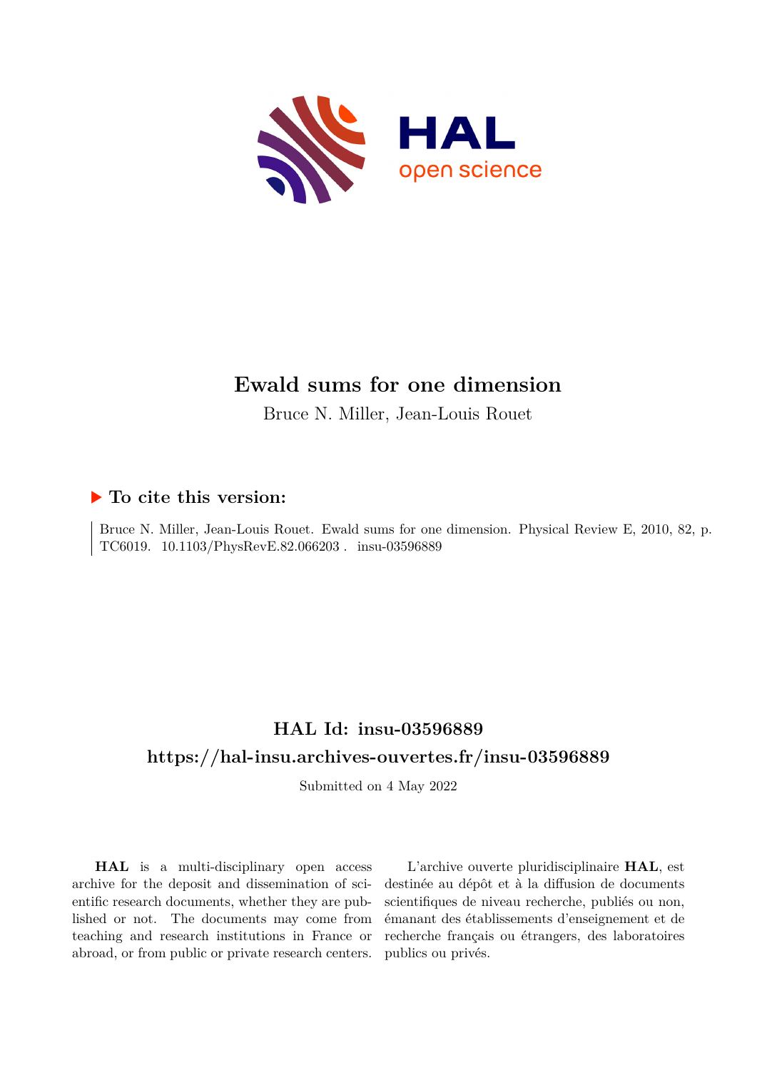# Ewald sums for one dimension

Bruce N. Miller, Jean-Louis Rouet

## ▶ To cite this version:

Bruce N. Miller, Jean-Louis Rouet. Ewald sums for one dimension. Physical Review E, 2010, 82, p. TC6019. 10.1103/PhysRevE.82.066203 . insu-03596889

## HAL Id: insu-03596889

## https://hal-insu.archives-ouvertes.fr/insu-03596889

Submitted on 4 May 2022

**HAL** is a multi-disciplinary open access archive for the deposit and dissemination of scientific research documents, whether they are published or not. The documents may come from teaching and research institutions in France or abroad, or from public or private research centers.

L'archive ouverte pluridisciplinaire **HAL**, est destinée au dépôt et à la diffusion de documents scientifiques de niveau recherche, publiés ou non, émanant des établissements d'enseignement et de recherche français ou étrangers, des laboratoires publics ou privés.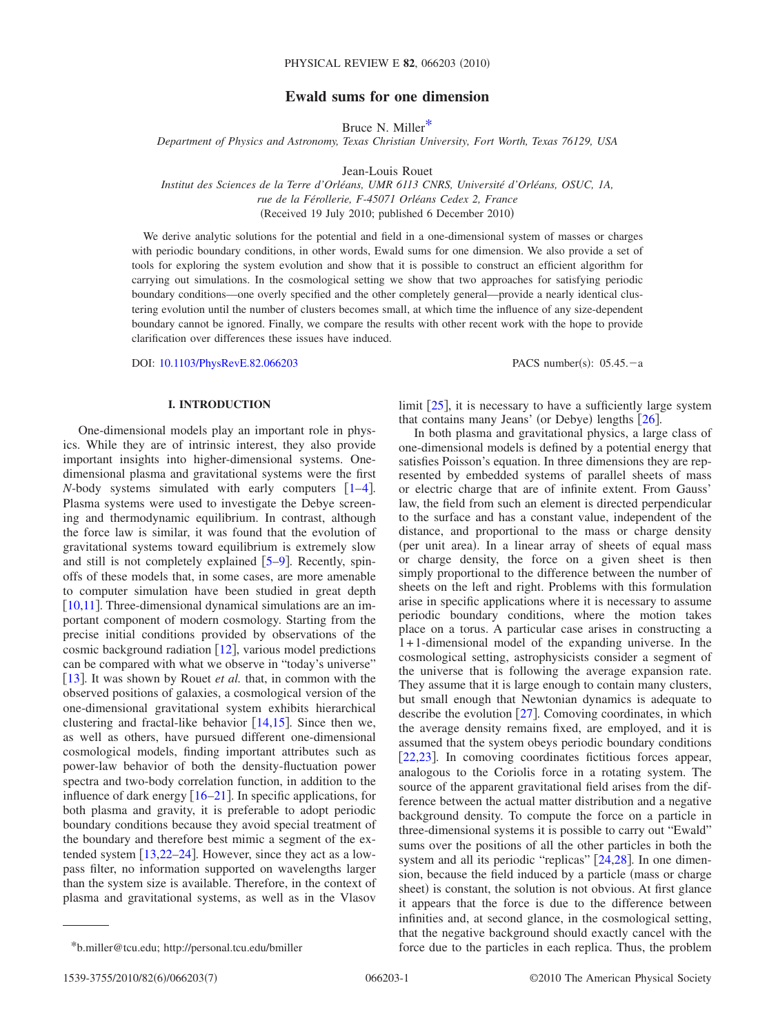# Ewald sums for one dimension

Bruce N. Miller*

*Department of Physics and Astronomy, Texas Christian University, Fort Worth, Texas 76129, USA*

Jean-Louis Rouet

*Institut des Sciences de la Terre d'Orléans, UMR 6113 CNRS, Université d'Orléans, OSUC, 1A, rue de la Férollerie, F-45071 Orléans Cedex 2, France*

(Received 19 July 2010; published 6 December 2010)

We derive analytic solutions for the potential and field in a one-dimensional system of masses or charges with periodic boundary conditions, in other words, Ewald sums for one dimension. We also provide a set of tools for exploring the system evolution and show that it is possible to construct an efficient algorithm for carrying out simulations. In the cosmological setting we show that two approaches for satisfying periodic boundary conditions—one overly specified and the other completely general—provide a nearly identical clustering evolution until the number of clusters becomes small, at which time the influence of any size-dependent boundary cannot be ignored. Finally, we compare the results with other recent work with the hope to provide clarification over differences these issues have induced.

DOI: 10.1103/PhysRevE.82.066203 PACS number(s): 05.45.−a

## I. INTRODUCTION

One-dimensional models play an important role in physics. While they are of intrinsic interest, they also provide important insights into higher-dimensional systems. One-dimensional plasma and gravitational systems were the first $N$-body systems simulated with early computers [1–4]. Plasma systems were used to investigate the Debye screening and thermodynamic equilibrium. In contrast, although the force law is similar, it was found that the evolution of gravitational systems toward equilibrium is extremely slow and still is not completely explained [5–9]. Recently, spin-offs of these models that, in some cases, are more amenable to computer simulation have been studied in great depth [10,11]. Three-dimensional dynamical simulations are an important component of modern cosmology. Starting from the precise initial conditions provided by observations of the cosmic background radiation [12], various model predictions can be compared with what we observe in "today's universe" [13]. It was shown by Rouet *et al.* that, in common with the observed positions of galaxies, a cosmological version of the one-dimensional gravitational system exhibits hierarchical clustering and fractal-like behavior [14,15]. Since then we, as well as others, have pursued different one-dimensional cosmological models, finding important attributes such as power-law behavior of both the density-fluctuation power spectra and two-body correlation function, in addition to the influence of dark energy [16–21]. In specific applications, for both plasma and gravity, it is preferable to adopt periodic boundary conditions because they avoid special treatment of the boundary and therefore best mimic a segment of the extended system [13,22–24]. However, since they act as a low-pass filter, no information supported on wavelengths larger than the system size is available. Therefore, in the context of plasma and gravitational systems, as well as in the Vlasov limit [25], it is necessary to have a sufficiently large system that contains many Jeans' (or Debye) lengths [26].

In both plasma and gravitational physics, a large class of one-dimensional models is defined by a potential energy that satisfies Poisson's equation. In three dimensions they are represented by embedded systems of parallel sheets of mass or electric charge that are of infinite extent. From Gauss' law, the field from such an element is directed perpendicular to the surface and has a constant value, independent of the distance, and proportional to the mass or charge density (per unit area). In a linear array of sheets of equal mass or charge density, the force on a given sheet is then simply proportional to the difference between the number of sheets on the left and right. Problems with this formulation arise in specific applications where it is necessary to assume periodic boundary conditions, where the motion takes place on a torus. A particular case arises in constructing a 1+1-dimensional model of the expanding universe. In the cosmological setting, astrophysicists consider a segment of the universe that is following the average expansion rate. They assume that it is large enough to contain many clusters, but small enough that Newtonian dynamics is adequate to describe the evolution [27]. Comoving coordinates, in which the average density remains fixed, are employed, and it is assumed that the system obeys periodic boundary conditions [22,23]. In comoving coordinates fictitious forces appear, analogous to the Coriolis force in a rotating system. The source of the apparent gravitational field arises from the difference between the actual matter distribution and a negative background density. To compute the force on a particle in three-dimensional systems it is possible to carry out "Ewald" sums over the positions of all the other particles in both the system and all its periodic "replicas" [24,28]. In one dimension, because the field induced by a particle (mass or charge sheet) is constant, the solution is not obvious. At first glance it appears that the force is due to the difference between infinities and, at second glance, in the cosmological setting, that the negative background should exactly cancel with the force due to the particles in each replica. Thus, the problem

*b.miller@tcu.edu; http://personal.tcu.edu/bmiller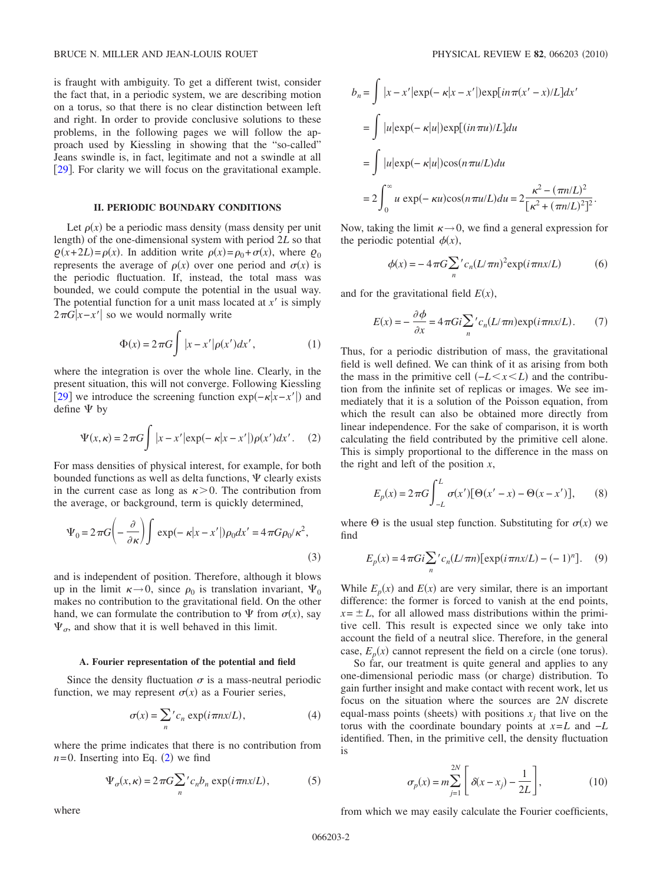is fraught with ambiguity. To get a different twist, consider the fact that, in a periodic system, we are describing motion on a torus, so that there is no clear distinction between left and right. In order to provide conclusive solutions to these problems, in the following pages we will follow the approach used by Kiessling in showing that the "so-called" Jeans swindle is, in fact, legitimate and not a swindle at all [29]. For clarity we will focus on the gravitational example.

## II. PERIODIC BOUNDARY CONDITIONS

Let $\rho(x)$ be a periodic mass density (mass density per unit length) of the one-dimensional system with period $2L$ so that $\varrho(x+2L)=\rho(x)$. In addition write $\rho(x)=\rho_0+\sigma(x)$, where $\varrho_0$ represents the average of $\rho(x)$ over one period and $\sigma(x)$ is the periodic fluctuation. If, instead, the total mass was bounded, we could compute the potential in the usual way. The potential function for a unit mass located at $x'$ is simply $2\pi G|x-x'|$ so we would normally write

$$\Phi(x)=2\pi G\int |x-x'|\rho(x')dx', \tag{1}$$

where the integration is over the whole line. Clearly, in the present situation, this will not converge. Following Kiessling [29] we introduce the screening function $\exp(-\kappa|x-x'|)$ and define $\Psi$ by

$$\Psi(x,\kappa)=2\pi G\int |x-x'|\exp(-\kappa|x-x'|)\rho(x')dx'. \tag{2}$$

For mass densities of physical interest, for example, for both bounded functions as well as delta functions, $\Psi$ clearly exists in the current case as long as $\kappa>0$. The contribution from the average, or background, term is quickly determined,

$$\Psi_0=2\pi G\left(-\frac{\partial}{\partial\kappa}\right)\int \exp(-\kappa|x-x'|)\rho_0 dx'=4\pi G\rho_0/\kappa^2, \tag{3}$$

and is independent of position. Therefore, although it blows up in the limit $\kappa\to 0$, since $\rho_0$ is translation invariant, $\Psi_0$ makes no contribution to the gravitational field. On the other hand, we can formulate the contribution to $\Psi$ from $\sigma(x)$, say $\Psi_\sigma$, and show that it is well behaved in this limit.

### A. Fourier representation of the potential and field

Since the density fluctuation $\sigma$ is a mass-neutral periodic function, we may represent $\sigma(x)$ as a Fourier series,

$$\sigma(x)=\sum_n{}' c_n \exp(i\pi nx/L), \tag{4}$$

where the prime indicates that there is no contribution from $n=0$. Inserting into Eq. (2) we find

$$\Psi_\sigma(x,\kappa)=2\pi G\sum_n{}' c_n b_n \exp(i\pi nx/L), \tag{5}$$

where

$$\begin{aligned}
b_n&=\int |x-x'|\exp(-\kappa|x-x'|)\exp[in\pi(x'-x)/L]dx'\\
&=\int |u|\exp(-\kappa|u|)\exp[(in\pi u)/L]du\\
&=\int |u|\exp(-\kappa|u|)\cos(n\pi u/L)du\\
&=2\int_0^\infty u\exp(-\kappa u)\cos(n\pi u/L)du=2\frac{\kappa^2-(\pi n/L)^2}{[\kappa^2+(\pi n/L)^2]^2}.
\end{aligned}$$

Now, taking the limit $\kappa\to 0$, we find a general expression for the periodic potential $\phi(x)$,

$$\phi(x)=-4\pi G\sum_n{}' c_n(L/\pi n)^2\exp(i\pi nx/L) \tag{6}$$

and for the gravitational field $E(x)$,

$$E(x)=-\frac{\partial\phi}{\partial x}=4\pi Gi\sum_n{}' c_n(L/\pi n)\exp(i\pi nx/L). \tag{7}$$

Thus, for a periodic distribution of mass, the gravitational field is well defined. We can think of it as arising from both the mass in the primitive cell ($-L<x<L$) and the contribution from the infinite set of replicas or images. We see immediately that it is a solution of the Poisson equation, from which the result can also be obtained more directly from linear independence. For the sake of comparison, it is worth calculating the field contributed by the primitive cell alone. This is simply proportional to the difference in the mass on the right and left of the position $x$,

$$E_p(x)=2\pi G\int_{-L}^{L}\sigma(x')[\Theta(x'-x)-\Theta(x-x')], \tag{8}$$

where $\Theta$ is the usual step function. Substituting for $\sigma(x)$ we find

$$E_p(x)=4\pi Gi\sum_n{}' c_n(L/\pi n)[\exp(i\pi nx/L)-(-1)^n]. \tag{9}$$

While $E_p(x)$ and $E(x)$ are very similar, there is an important difference: the former is forced to vanish at the end points, $x=\pm L$, for all allowed mass distributions within the primitive cell. This result is expected since we only take into account the field of a neutral slice. Therefore, in the general case, $E_p(x)$ cannot represent the field on a circle (one torus).

So far, our treatment is quite general and applies to any one-dimensional periodic mass (or charge) distribution. To gain further insight and make contact with recent work, let us focus on the situation where the sources are $2N$ discrete equal-mass points (sheets) with positions $x_j$ that live on the torus with the coordinate boundary points at $x=L$ and $-L$ identified. Then, in the primitive cell, the density fluctuation is

$$\sigma_p(x)=m\sum_{j=1}^{2N}\left[\delta(x-x_j)-\frac{1}{2L}\right], \tag{10}$$

from which we may easily calculate the Fourier coefficients,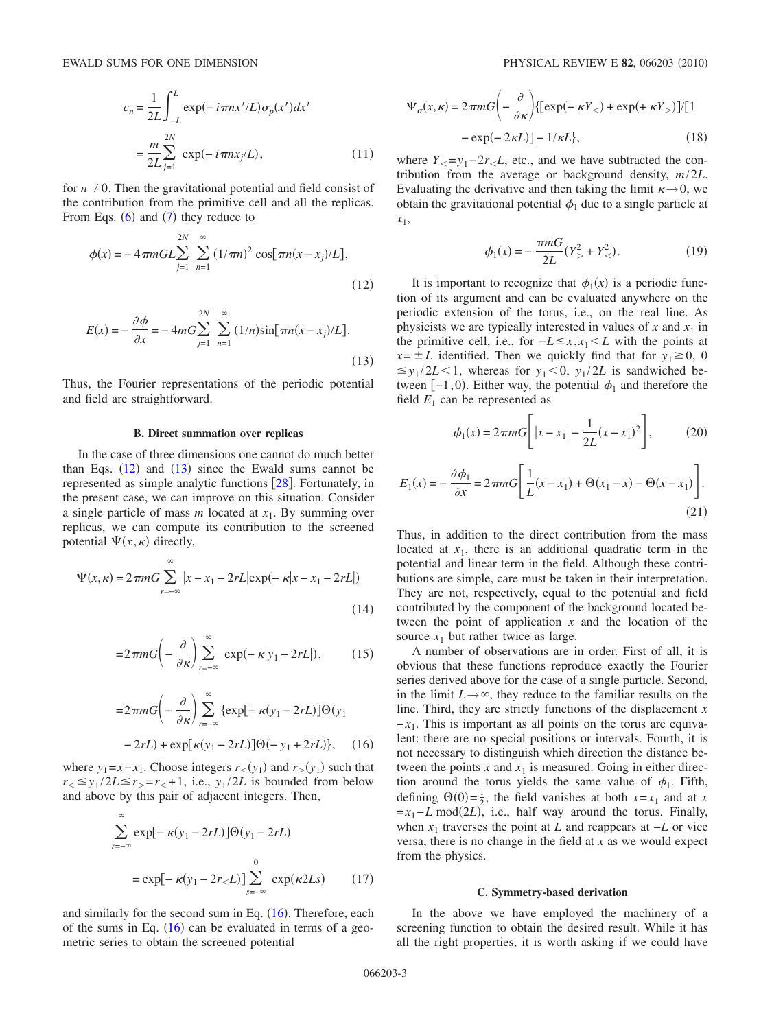$$c_n = \frac{1}{2L}\int_{-L}^{L} \exp(-i\pi n x'/L)\sigma_p(x')dx'$$
$$= \frac{m}{2L}\sum_{j=1}^{2N} \exp(-i\pi n x_j/L), \tag{11}$$

for $n \neq 0$. Then the gravitational potential and field consist of the contribution from the primitive cell and all the replicas. From Eqs. (6) and (7) they reduce to

$$\phi(x) = -4\pi m G L \sum_{j=1}^{2N}\sum_{n=1}^{\infty} (1/\pi n)^2 \cos[\pi n(x-x_j)/L], \tag{12}$$

$$E(x) = -\frac{\partial \phi}{\partial x} = -4mG\sum_{j=1}^{2N}\sum_{n=1}^{\infty}(1/n)\sin[\pi n(x-x_j)/L]. \tag{13}$$

Thus, the Fourier representations of the periodic potential and field are straightforward.

### B. Direct summation over replicas

In the case of three dimensions one cannot do much better than Eqs. (12) and (13) since the Ewald sums cannot be represented as simple analytic functions [28]. Fortunately, in the present case, we can improve on this situation. Consider a single particle of mass $m$ located at $x_1$. By summing over replicas, we can compute its contribution to the screened potential $\Psi(x,\kappa)$ directly,

$$\Psi(x,\kappa) = 2\pi m G \sum_{r=-\infty}^{\infty} |x-x_1-2rL|\exp(-\kappa|x-x_1-2rL|) \tag{14}$$

$$= 2\pi m G\left(-\frac{\partial}{\partial \kappa}\right)\sum_{r=-\infty}^{\infty}\exp(-\kappa|y_1-2rL|), \tag{15}$$

$$= 2\pi m G\left(-\frac{\partial}{\partial \kappa}\right)\sum_{r=-\infty}^{\infty}\{\exp[-\kappa(y_1-2rL)]\Theta(y_1-2rL) + \exp[\kappa(y_1-2rL)]\Theta(-y_1+2rL)\}, \tag{16}$$

where $y_1 = x - x_1$. Choose integers $r_<(y_1)$ and $r_>(y_1)$ such that $r_< \leq y_1/2L \leq r_> = r_< + 1$, i.e., $y_1/2L$ is bounded from below and above by this pair of adjacent integers. Then,

$$\sum_{r=-\infty}^{\infty}\exp[-\kappa(y_1-2rL)]\Theta(y_1-2rL)$$
$$= \exp[-\kappa(y_1-2r_<L)]\sum_{s=-\infty}^{0}\exp(\kappa 2Ls) \tag{17}$$

and similarly for the second sum in Eq. (16). Therefore, each of the sums in Eq. (16) can be evaluated in terms of a geometric series to obtain the screened potential

$$\Psi_\sigma(x,\kappa) = 2\pi m G\left(-\frac{\partial}{\partial\kappa}\right)\{[\exp(-\kappa Y_<) + \exp(+\kappa Y_>)]/[1 - \exp(-2\kappa L)] - 1/\kappa L\}, \tag{18}$$

where $Y_< = y_1 - 2r_<L$, etc., and we have subtracted the contribution from the average or background density, $m/2L$. Evaluating the derivative and then taking the limit $\kappa \to 0$, we obtain the gravitational potential $\phi_1$ due to a single particle at $x_1$,

$$\phi_1(x) = -\frac{\pi m G}{2L}(Y_>^2 + Y_<^2). \tag{19}$$

It is important to recognize that $\phi_1(x)$ is a periodic function of its argument and can be evaluated anywhere on the periodic extension of the torus, i.e., on the real line. As physicists we are typically interested in values of $x$ and $x_1$ in the primitive cell, i.e., for $-L \leq x, x_1 < L$ with the points at $x = \pm L$ identified. Then we quickly find that for $y_1 \geq 0$, $0 \leq y_1/2L < 1$, whereas for $y_1 < 0$, $y_1/2L$ is sandwiched between $[-1, 0)$. Either way, the potential $\phi_1$ and therefore the field $E_1$ can be represented as

$$\phi_1(x) = 2\pi m G\left[|x-x_1| - \frac{1}{2L}(x-x_1)^2\right], \tag{20}$$

$$E_1(x) = -\frac{\partial\phi_1}{\partial x} = 2\pi m G\left[\frac{1}{L}(x-x_1) + \Theta(x_1-x) - \Theta(x-x_1)\right]. \tag{21}$$

Thus, in addition to the direct contribution from the mass located at $x_1$, there is an additional quadratic term in the potential and linear term in the field. Although these contributions are simple, care must be taken in their interpretation. They are not, respectively, equal to the potential and field contributed by the component of the background located between the point of application $x$ and the location of the source $x_1$ but rather twice as large.

A number of observations are in order. First of all, it is obvious that these functions reproduce exactly the Fourier series derived above for the case of a single particle. Second, in the limit $L \to \infty$, they reduce to the familiar results on the line. Third, they are strictly functions of the displacement $x - x_1$. This is important as all points on the torus are equivalent: there are no special positions or intervals. Fourth, it is not necessary to distinguish which direction the distance between the points $x$ and $x_1$ is measured. Going in either direction around the torus yields the same value of $\phi_1$. Fifth, defining $\Theta(0) = \frac{1}{2}$, the field vanishes at both $x = x_1$ and at $x = x_1 - L \bmod(2L)$, i.e., half way around the torus. Finally, when $x_1$ traverses the point at $L$ and reappears at $-L$ or vice versa, there is no change in the field at $x$ as we would expect from the physics.

### C. Symmetry-based derivation

In the above we have employed the machinery of a screening function to obtain the desired result. While it has all the right properties, it is worth asking if we could have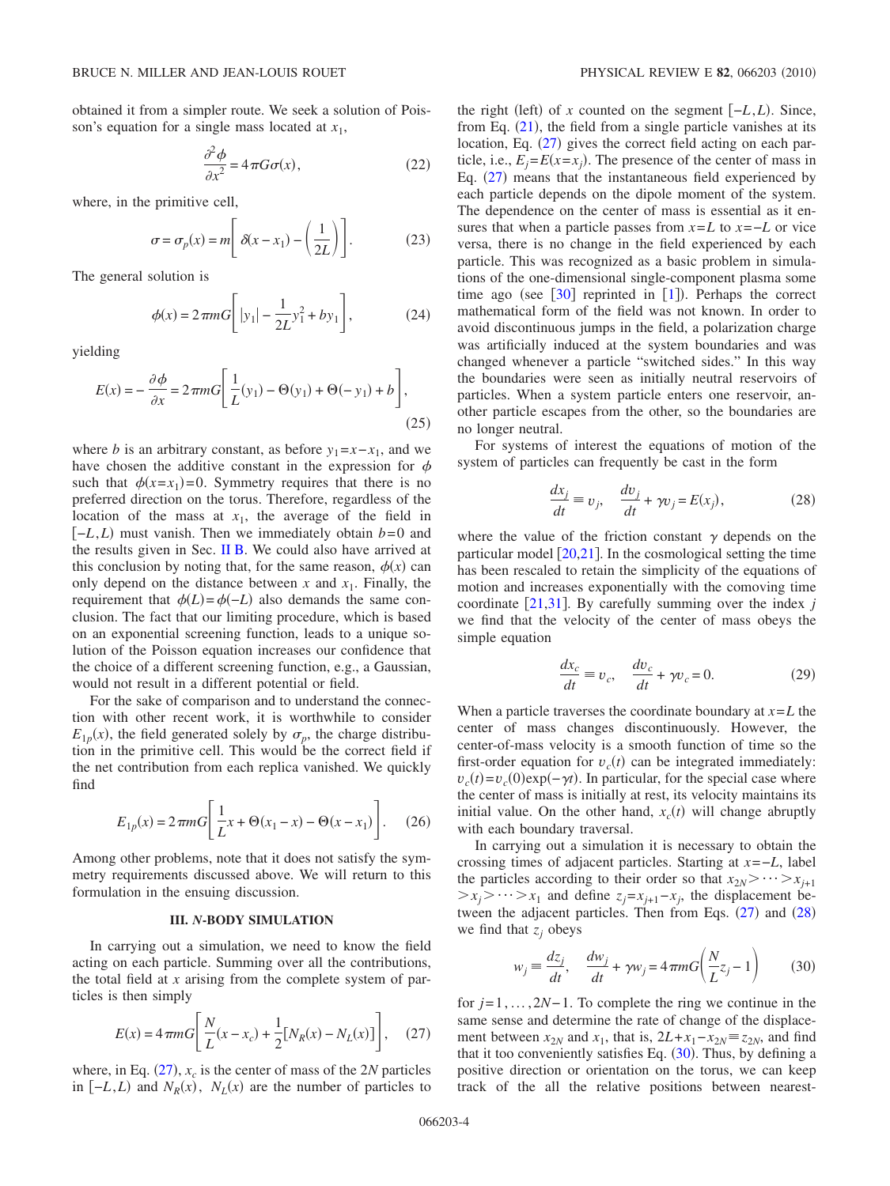obtained it from a simpler route. We seek a solution of Poisson's equation for a single mass located at $x_1$,

$$\frac{\partial^2 \phi}{\partial x^2} = 4\pi G \sigma(x), \tag{22}$$

where, in the primitive cell,

$$\sigma = \sigma_p(x) = m\left[\delta(x - x_1) - \left(\frac{1}{2L}\right)\right]. \tag{23}$$

The general solution is

$$\phi(x) = 2\pi m G\left[|y_1| - \frac{1}{2L}y_1^2 + b y_1\right], \tag{24}$$

yielding

$$E(x) = -\frac{\partial \phi}{\partial x} = 2\pi m G\left[\frac{1}{L}(y_1) - \Theta(y_1) + \Theta(-y_1) + b\right], \tag{25}$$

where $b$ is an arbitrary constant, as before $y_1 = x - x_1$, and we have chosen the additive constant in the expression for $\phi$ such that $\phi(x = x_1) = 0$. Symmetry requires that there is no preferred direction on the torus. Therefore, regardless of the location of the mass at $x_1$, the average of the field in $[-L, L)$ must vanish. Then we immediately obtain $b = 0$ and the results given in Sec. II B. We could also have arrived at this conclusion by noting that, for the same reason, $\phi(x)$ can only depend on the distance between $x$ and $x_1$. Finally, the requirement that $\phi(L) = \phi(-L)$ also demands the same conclusion. The fact that our limiting procedure, which is based on an exponential screening function, leads to a unique solution of the Poisson equation increases our confidence that the choice of a different screening function, e.g., a Gaussian, would not result in a different potential or field.

For the sake of comparison and to understand the connection with other recent work, it is worthwhile to consider $E_{1p}(x)$, the field generated solely by $\sigma_p$, the charge distribution in the primitive cell. This would be the correct field if the net contribution from each replica vanished. We quickly find

$$E_{1p}(x) = 2\pi m G\left[\frac{1}{L}x + \Theta(x_1 - x) - \Theta(x - x_1)\right]. \tag{26}$$

Among other problems, note that it does not satisfy the symmetry requirements discussed above. We will return to this formulation in the ensuing discussion.

### III. N-BODY SIMULATION

In carrying out a simulation, we need to know the field acting on each particle. Summing over all the contributions, the total field at $x$ arising from the complete system of particles is then simply

$$E(x) = 4\pi m G\left[\frac{N}{L}(x - x_c) + \frac{1}{2}[N_R(x) - N_L(x)]\right], \tag{27}$$

where, in Eq. (27), $x_c$ is the center of mass of the $2N$ particles in $[-L, L)$ and $N_R(x)$, $N_L(x)$ are the number of particles to the right (left) of $x$ counted on the segment $[-L, L)$. Since, from Eq. (21), the field from a single particle vanishes at its location, Eq. (27) gives the correct field acting on each particle, i.e., $E_j = E(x = x_j)$. The presence of the center of mass in Eq. (27) means that the instantaneous field experienced by each particle depends on the dipole moment of the system. The dependence on the center of mass is essential as it ensures that when a particle passes from $x = L$ to $x = -L$ or vice versa, there is no change in the field experienced by each particle. This was recognized as a basic problem in simulations of the one-dimensional single-component plasma some time ago (see [30] reprinted in [1]). Perhaps the correct mathematical form of the field was not known. In order to avoid discontinuous jumps in the field, a polarization charge was artificially induced at the system boundaries and was changed whenever a particle "switched sides." In this way the boundaries were seen as initially neutral reservoirs of particles. When a system particle enters one reservoir, another particle escapes from the other, so the boundaries are no longer neutral.

For systems of interest the equations of motion of the system of particles can frequently be cast in the form

$$\frac{dx_j}{dt} \equiv v_j, \quad \frac{dv_j}{dt} + \gamma v_j = E(x_j), \tag{28}$$

where the value of the friction constant $\gamma$ depends on the particular model [20,21]. In the cosmological setting the time has been rescaled to retain the simplicity of the equations of motion and increases exponentially with the comoving time coordinate [21,31]. By carefully summing over the index $j$ we find that the velocity of the center of mass obeys the simple equation

$$\frac{dx_c}{dt} \equiv v_c, \quad \frac{dv_c}{dt} + \gamma v_c = 0. \tag{29}$$

When a particle traverses the coordinate boundary at $x = L$ the center of mass changes discontinuously. However, the center-of-mass velocity is a smooth function of time so the first-order equation for $v_c(t)$ can be integrated immediately: $v_c(t) = v_c(0)\exp(-\gamma t)$. In particular, for the special case where the center of mass is initially at rest, its velocity maintains its initial value. On the other hand, $x_c(t)$ will change abruptly with each boundary traversal.

In carrying out a simulation it is necessary to obtain the crossing times of adjacent particles. Starting at $x = -L$, label the particles according to their order so that $x_{2N} > \cdots > x_{j+1} > x_j > \cdots > x_1$ and define $z_j = x_{j+1} - x_j$, the displacement between the adjacent particles. Then from Eqs. (27) and (28) we find that $z_j$ obeys

$$w_j \equiv \frac{dz_j}{dt}, \quad \frac{dw_j}{dt} + \gamma w_j = 4\pi m G\left(\frac{N}{L}z_j - 1\right) \tag{30}$$

for $j = 1, \ldots, 2N-1$. To complete the ring we continue in the same sense and determine the rate of change of the displacement between $x_{2N}$ and $x_1$, that is, $2L + x_1 - x_{2N} \equiv z_{2N}$, and find that it too conveniently satisfies Eq. (30). Thus, by defining a positive direction or orientation on the torus, we can keep track of the all the relative positions between nearest-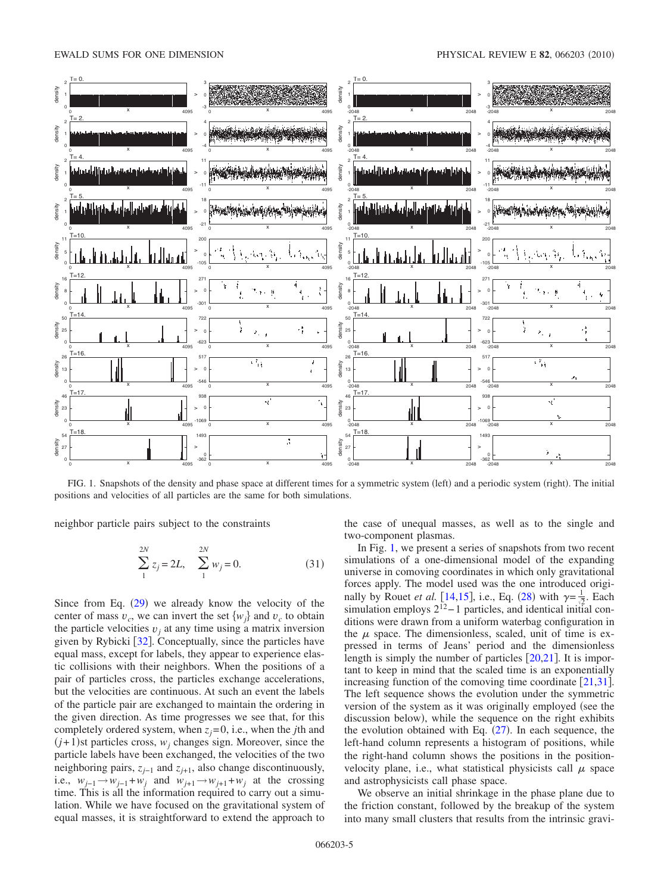FIG. 1. Snapshots of the density and phase space at different times for a symmetric system (left) and a periodic system (right). The initial positions and velocities of all particles are the same for both simulations.

neighbor particle pairs subject to the constraints

$$\sum_{1}^{2N} z_j = 2L, \quad \sum_{1}^{2N} w_j = 0. \tag{31}$$

Since from Eq. (29) we already know the velocity of the center of mass $v_c$, we can invert the set $\{w_j\}$ and $v_c$ to obtain the particle velocities $v_j$ at any time using a matrix inversion given by Rybicki [32]. Conceptually, since the particles have equal mass, except for labels, they appear to experience elastic collisions with their neighbors. When the positions of a pair of particles cross, the particles exchange accelerations, but the velocities are continuous. At such an event the labels of the particle pair are exchanged to maintain the ordering in the given direction. As time progresses we see that, for this completely ordered system, when $z_j = 0$, i.e., when the $j$th and $(j+1)$st particles cross, $w_j$ changes sign. Moreover, since the particle labels have been exchanged, the velocities of the two neighboring pairs, $z_{j-1}$ and $z_{j+1}$, also change discontinuously, i.e., $w_{j-1} \to w_{j-1} + w_j$ and $w_{j+1} \to w_{j+1} + w_j$ at the crossing time. This is all the information required to carry out a simulation. While we have focused on the gravitational system of equal masses, it is straightforward to extend the approach to the case of unequal masses, as well as to the single and two-component plasmas.

In Fig. 1, we present a series of snapshots from two recent simulations of a one-dimensional model of the expanding universe in comoving coordinates in which only gravitational forces apply. The model used was the one introduced originally by Rouet *et al.* [14,15], i.e., Eq. (28) with $\gamma = \frac{1}{\sqrt{2}}$. Each simulation employs $2^{12} - 1$ particles, and identical initial conditions were drawn from a uniform waterbag configuration in the $\mu$ space. The dimensionless, scaled, unit of time is expressed in terms of Jeans' period and the dimensionless length is simply the number of particles [20,21]. It is important to keep in mind that the scaled time is an exponentially increasing function of the comoving time coordinate [21,31]. The left sequence shows the evolution under the symmetric version of the system as it was originally employed (see the discussion below), while the sequence on the right exhibits the evolution obtained with Eq. (27). In each sequence, the left-hand column represents a histogram of positions, while the right-hand column shows the positions in the position-velocity plane, i.e., what statistical physicists call $\mu$ space and astrophysicists call phase space.

We observe an initial shrinkage in the phase plane due to the friction constant, followed by the breakup of the system into many small clusters that results from the intrinsic gravi-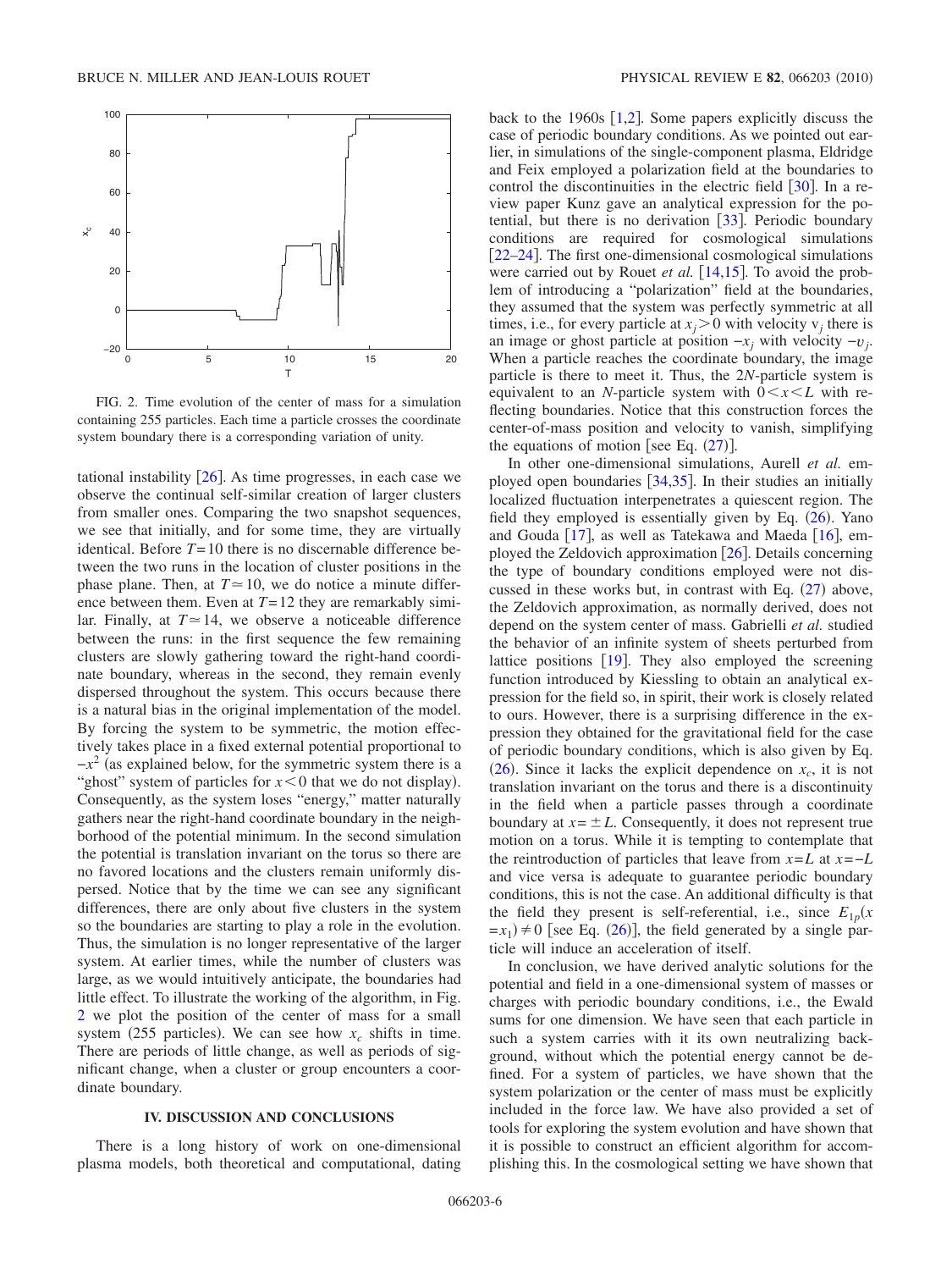FIG. 2. Time evolution of the center of mass for a simulation containing 255 particles. Each time a particle crosses the coordinate system boundary there is a corresponding variation of unity.

tational instability [26]. As time progresses, in each case we observe the continual self-similar creation of larger clusters from smaller ones. Comparing the two snapshot sequences, we see that initially, and for some time, they are virtually identical. Before $T=10$ there is no discernable difference between the two runs in the location of cluster positions in the phase plane. Then, at $T\simeq 10$, we do notice a minute difference between them. Even at $T=12$ they are remarkably similar. Finally, at $T\simeq 14$, we observe a noticeable difference between the runs: in the first sequence the few remaining clusters are slowly gathering toward the right-hand coordinate boundary, whereas in the second, they remain evenly dispersed throughout the system. This occurs because there is a natural bias in the original implementation of the model. By forcing the system to be symmetric, the motion effectively takes place in a fixed external potential proportional to $-x^2$ (as explained below, for the symmetric system there is a "ghost" system of particles for $x<0$ that we do not display). Consequently, as the system loses "energy," matter naturally gathers near the right-hand coordinate boundary in the neighborhood of the potential minimum. In the second simulation the potential is translation invariant on the torus so there are no favored locations and the clusters remain uniformly dispersed. Notice that by the time we can see any significant differences, there are only about five clusters in the system so the boundaries are starting to play a role in the evolution. Thus, the simulation is no longer representative of the larger system. At earlier times, while the number of clusters was large, as we would intuitively anticipate, the boundaries had little effect. To illustrate the working of the algorithm, in Fig. 2 we plot the position of the center of mass for a small system (255 particles). We can see how $x_c$ shifts in time. There are periods of little change, as well as periods of significant change, when a cluster or group encounters a coordinate boundary.

## IV. DISCUSSION AND CONCLUSIONS

There is a long history of work on one-dimensional plasma models, both theoretical and computational, dating back to the 1960s [1,2]. Some papers explicitly discuss the case of periodic boundary conditions. As we pointed out earlier, in simulations of the single-component plasma, Eldridge and Feix employed a polarization field at the boundaries to control the discontinuities in the electric field [30]. In a review paper Kunz gave an analytical expression for the potential, but there is no derivation [33]. Periodic boundary conditions are required for cosmological simulations [22–24]. The first one-dimensional cosmological simulations were carried out by Rouet *et al.* [14,15]. To avoid the problem of introducing a "polarization" field at the boundaries, they assumed that the system was perfectly symmetric at all times, i.e., for every particle at $x_j>0$ with velocity $v_j$ there is an image or ghost particle at position $-x_j$ with velocity $-v_j$. When a particle reaches the coordinate boundary, the image particle is there to meet it. Thus, the $2N$-particle system is equivalent to an $N$-particle system with $0<x<L$ with reflecting boundaries. Notice that this construction forces the center-of-mass position and velocity to vanish, simplifying the equations of motion [see Eq. (27)].

In other one-dimensional simulations, Aurell *et al.* employed open boundaries [34,35]. In their studies an initially localized fluctuation interpenetrates a quiescent region. The field they employed is essentially given by Eq. (26). Yano and Gouda [17], as well as Tatekawa and Maeda [16], employed the Zeldovich approximation [26]. Details concerning the type of boundary conditions employed were not discussed in these works but, in contrast with Eq. (27) above, the Zeldovich approximation, as normally derived, does not depend on the system center of mass. Gabrielli *et al.* studied the behavior of an infinite system of sheets perturbed from lattice positions [19]. They also employed the screening function introduced by Kiessling to obtain an analytical expression for the field so, in spirit, their work is closely related to ours. However, there is a surprising difference in the expression they obtained for the gravitational field for the case of periodic boundary conditions, which is also given by Eq. (26). Since it lacks the explicit dependence on $x_c$, it is not translation invariant on the torus and there is a discontinuity in the field when a particle passes through a coordinate boundary at $x=\pm L$. Consequently, it does not represent true motion on a torus. While it is tempting to contemplate that the reintroduction of particles that leave from $x=L$ at $x=-L$ and vice versa is adequate to guarantee periodic boundary conditions, this is not the case. An additional difficulty is that the field they present is self-referential, i.e., since $E_{1p}(x=x_1)\neq 0$ [see Eq. (26)], the field generated by a single particle will induce an acceleration of itself.

In conclusion, we have derived analytic solutions for the potential and field in a one-dimensional system of masses or charges with periodic boundary conditions, i.e., the Ewald sums for one dimension. We have seen that each particle in such a system carries with it its own neutralizing background, without which the potential energy cannot be defined. For a system of particles, we have shown that the system polarization or the center of mass must be explicitly included in the force law. We have also provided a set of tools for exploring the system evolution and have shown that it is possible to construct an efficient algorithm for accomplishing this. In the cosmological setting we have shown that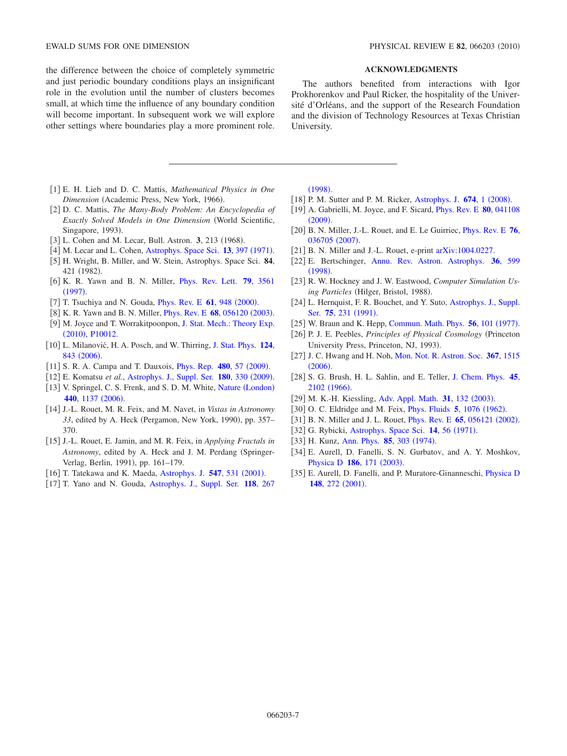the difference between the choice of completely symmetric and just periodic boundary conditions plays an insignificant role in the evolution until the number of clusters becomes small, at which time the influence of any boundary condition will become important. In subsequent work we will explore other settings where boundaries play a more prominent role.

## ACKNOWLEDGMENTS

The authors benefited from interactions with Igor Prokhorenkov and Paul Ricker, the hospitality of the Université d'Orléans, and the support of the Research Foundation and the division of Technology Resources at Texas Christian University.

---

[1] E. H. Lieb and D. C. Mattis, *Mathematical Physics in One Dimension* (Academic Press, New York, 1966).

[2] D. C. Mattis, *The Many-Body Problem: An Encyclopedia of Exactly Solved Models in One Dimension* (World Scientific, Singapore, 1993).

[3] L. Cohen and M. Lecar, Bull. Astron. **3**, 213 (1968).

[4] M. Lecar and L. Cohen, Astrophys. Space Sci. **13**, 397 (1971).

[5] H. Wright, B. Miller, and W. Stein, Astrophys. Space Sci. **84**, 421 (1982).

[6] K. R. Yawn and B. N. Miller, Phys. Rev. Lett. **79**, 3561 (1997).

[7] T. Tsuchiya and N. Gouda, Phys. Rev. E **61**, 948 (2000).

[8] K. R. Yawn and B. N. Miller, Phys. Rev. E **68**, 056120 (2003).

[9] M. Joyce and T. Worrakitpoonpon, J. Stat. Mech.: Theory Exp. (2010), P10012.

[10] L. Milanović, H. A. Posch, and W. Thirring, J. Stat. Phys. **124**, 843 (2006).

[11] S. R. A. Campa and T. Dauxois, Phys. Rep. **480**, 57 (2009).

[12] E. Komatsu *et al.*, Astrophys. J., Suppl. Ser. **180**, 330 (2009).

[13] V. Springel, C. S. Frenk, and S. D. M. White, Nature (London) **440**, 1137 (2006).

[14] J.-L. Rouet, M. R. Feix, and M. Navet, in *Vistas in Astronomy 33*, edited by A. Heck (Pergamon, New York, 1990), pp. 357–370.

[15] J.-L. Rouet, E. Jamin, and M. R. Feix, in *Applying Fractals in Astronomy*, edited by A. Heck and J. M. Perdang (Springer-Verlag, Berlin, 1991), pp. 161–179.

[16] T. Tatekawa and K. Maeda, Astrophys. J. **547**, 531 (2001).

[17] T. Yano and N. Gouda, Astrophys. J., Suppl. Ser. **118**, 267 (1998).

[18] P. M. Sutter and P. M. Ricker, Astrophys. J. **674**, 1 (2008).

[19] A. Gabrielli, M. Joyce, and F. Sicard, Phys. Rev. E **80**, 041108 (2009).

[20] B. N. Miller, J.-L. Rouet, and E. Le Guirriec, Phys. Rev. E **76**, 036705 (2007).

[21] B. N. Miller and J.-L. Rouet, e-print arXiv:1004.0227.

[22] E. Bertschinger, Annu. Rev. Astron. Astrophys. **36**, 599 (1998).

[23] R. W. Hockney and J. W. Eastwood, *Computer Simulation Using Particles* (Hilger, Bristol, 1988).

[24] L. Hernquist, F. R. Bouchet, and Y. Suto, Astrophys. J., Suppl. Ser. **75**, 231 (1991).

[25] W. Braun and K. Hepp, Commun. Math. Phys. **56**, 101 (1977).

[26] P. J. E. Peebles, *Principles of Physical Cosmology* (Princeton University Press, Princeton, NJ, 1993).

[27] J. C. Hwang and H. Noh, Mon. Not. R. Astron. Soc. **367**, 1515 (2006).

[28] S. G. Brush, H. L. Sahlin, and E. Teller, J. Chem. Phys. **45**, 2102 (1966).

[29] M. K.-H. Kiessling, Adv. Appl. Math. **31**, 132 (2003).

[30] O. C. Eldridge and M. Feix, Phys. Fluids **5**, 1076 (1962).

[31] B. N. Miller and J. L. Rouet, Phys. Rev. E **65**, 056121 (2002).

[32] G. Rybicki, Astrophys. Space Sci. **14**, 56 (1971).

[33] H. Kunz, Ann. Phys. **85**, 303 (1974).

[34] E. Aurell, D. Fanelli, S. N. Gurbatov, and A. Y. Moshkov, Physica D **186**, 171 (2003).

[35] E. Aurell, D. Fanelli, and P. Muratore-Ginanneschi, Physica D **148**, 272 (2001).